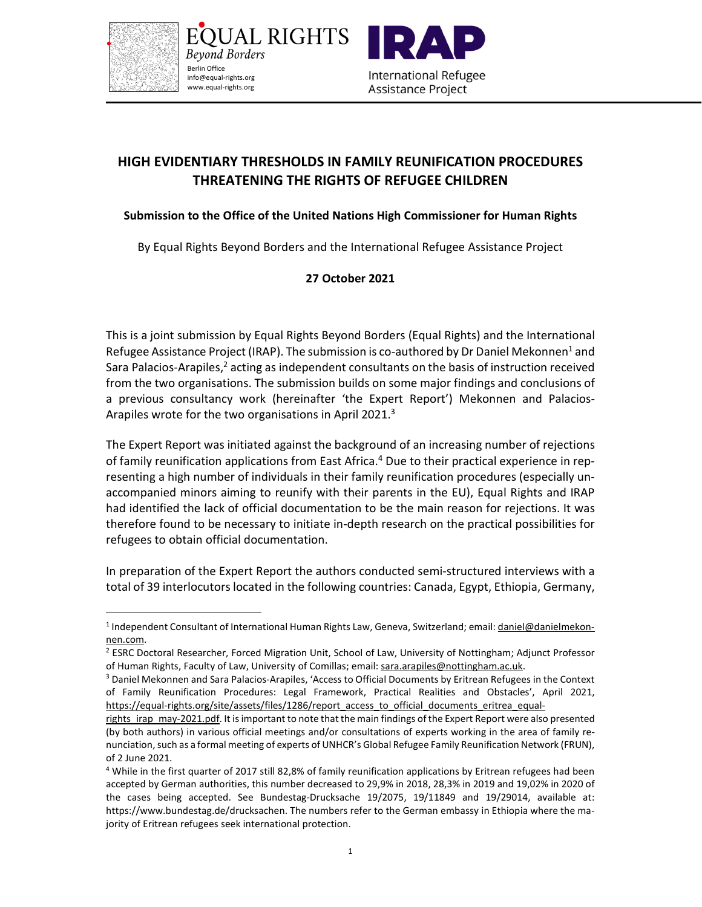EQUAL RIGHTS
*Beyond Borders*
Berlin Office
info@equal-rights.org
www.equal-rights.org

IRAP
International Refugee Assistance Project

# HIGH EVIDENTIARY THRESHOLDS IN FAMILY REUNIFICATION PROCEDURES THREATENING THE RIGHTS OF REFUGEE CHILDREN

**Submission to the Office of the United Nations High Commissioner for Human Rights**

By Equal Rights Beyond Borders and the International Refugee Assistance Project

**27 October 2021**

This is a joint submission by Equal Rights Beyond Borders (Equal Rights) and the International Refugee Assistance Project (IRAP). The submission is co-authored by Dr Daniel Mekonnen[1] and Sara Palacios-Arapiles,[2] acting as independent consultants on the basis of instruction received from the two organisations. The submission builds on some major findings and conclusions of a previous consultancy work (hereinafter 'the Expert Report') Mekonnen and Palacios-Arapiles wrote for the two organisations in April 2021.[3]

The Expert Report was initiated against the background of an increasing number of rejections of family reunification applications from East Africa.[4] Due to their practical experience in representing a high number of individuals in their family reunification procedures (especially unaccompanied minors aiming to reunify with their parents in the EU), Equal Rights and IRAP had identified the lack of official documentation to be the main reason for rejections. It was therefore found to be necessary to initiate in-depth research on the practical possibilities for refugees to obtain official documentation.

In preparation of the Expert Report the authors conducted semi-structured interviews with a total of 39 interlocutors located in the following countries: Canada, Egypt, Ethiopia, Germany,

---

[1] Independent Consultant of International Human Rights Law, Geneva, Switzerland; email: daniel@danielmekonnen.com.

[2] ESRC Doctoral Researcher, Forced Migration Unit, School of Law, University of Nottingham; Adjunct Professor of Human Rights, Faculty of Law, University of Comillas; email: sara.arapiles@nottingham.ac.uk.

[3] Daniel Mekonnen and Sara Palacios-Arapiles, 'Access to Official Documents by Eritrean Refugees in the Context of Family Reunification Procedures: Legal Framework, Practical Realities and Obstacles', April 2021, https://equal-rights.org/site/assets/files/1286/report_access_to_official_documents_eritrea_equal-rights_irap_may-2021.pdf. It is important to note that the main findings of the Expert Report were also presented (by both authors) in various official meetings and/or consultations of experts working in the area of family renunciation, such as a formal meeting of experts of UNHCR's Global Refugee Family Reunification Network (FRUN), of 2 June 2021.

[4] While in the first quarter of 2017 still 82,8% of family reunification applications by Eritrean refugees had been accepted by German authorities, this number decreased to 29,9% in 2018, 28,3% in 2019 and 19,02% in 2020 of the cases being accepted. See Bundestag-Drucksache 19/2075, 19/11849 and 19/29014, available at: https://www.bundestag.de/drucksachen. The numbers refer to the German embassy in Ethiopia where the majority of Eritrean refugees seek international protection.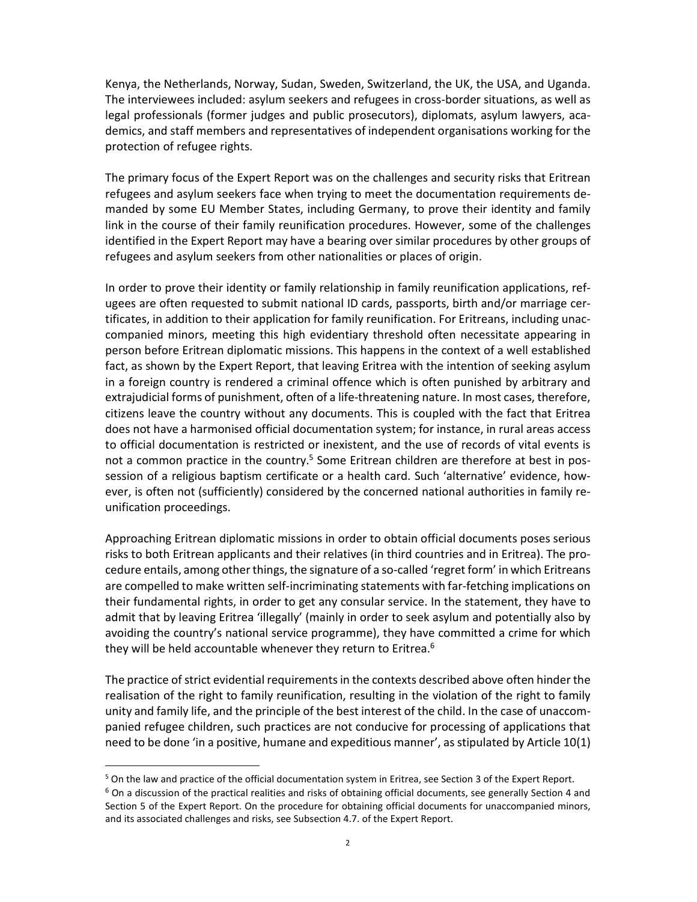Kenya, the Netherlands, Norway, Sudan, Sweden, Switzerland, the UK, the USA, and Uganda. The interviewees included: asylum seekers and refugees in cross-border situations, as well as legal professionals (former judges and public prosecutors), diplomats, asylum lawyers, academics, and staff members and representatives of independent organisations working for the protection of refugee rights.

The primary focus of the Expert Report was on the challenges and security risks that Eritrean refugees and asylum seekers face when trying to meet the documentation requirements demanded by some EU Member States, including Germany, to prove their identity and family link in the course of their family reunification procedures. However, some of the challenges identified in the Expert Report may have a bearing over similar procedures by other groups of refugees and asylum seekers from other nationalities or places of origin.

In order to prove their identity or family relationship in family reunification applications, refugees are often requested to submit national ID cards, passports, birth and/or marriage certificates, in addition to their application for family reunification. For Eritreans, including unaccompanied minors, meeting this high evidentiary threshold often necessitate appearing in person before Eritrean diplomatic missions. This happens in the context of a well established fact, as shown by the Expert Report, that leaving Eritrea with the intention of seeking asylum in a foreign country is rendered a criminal offence which is often punished by arbitrary and extrajudicial forms of punishment, often of a life-threatening nature. In most cases, therefore, citizens leave the country without any documents. This is coupled with the fact that Eritrea does not have a harmonised official documentation system; for instance, in rural areas access to official documentation is restricted or inexistent, and the use of records of vital events is not a common practice in the country.[5] Some Eritrean children are therefore at best in possession of a religious baptism certificate or a health card. Such 'alternative' evidence, however, is often not (sufficiently) considered by the concerned national authorities in family reunification proceedings.

Approaching Eritrean diplomatic missions in order to obtain official documents poses serious risks to both Eritrean applicants and their relatives (in third countries and in Eritrea). The procedure entails, among other things, the signature of a so-called 'regret form' in which Eritreans are compelled to make written self-incriminating statements with far-fetching implications on their fundamental rights, in order to get any consular service. In the statement, they have to admit that by leaving Eritrea 'illegally' (mainly in order to seek asylum and potentially also by avoiding the country's national service programme), they have committed a crime for which they will be held accountable whenever they return to Eritrea.[6]

The practice of strict evidential requirements in the contexts described above often hinder the realisation of the right to family reunification, resulting in the violation of the right to family unity and family life, and the principle of the best interest of the child. In the case of unaccompanied refugee children, such practices are not conducive for processing of applications that need to be done 'in a positive, humane and expeditious manner', as stipulated by Article 10(1)

[5] On the law and practice of the official documentation system in Eritrea, see Section 3 of the Expert Report.

[6] On a discussion of the practical realities and risks of obtaining official documents, see generally Section 4 and Section 5 of the Expert Report. On the procedure for obtaining official documents for unaccompanied minors, and its associated challenges and risks, see Subsection 4.7. of the Expert Report.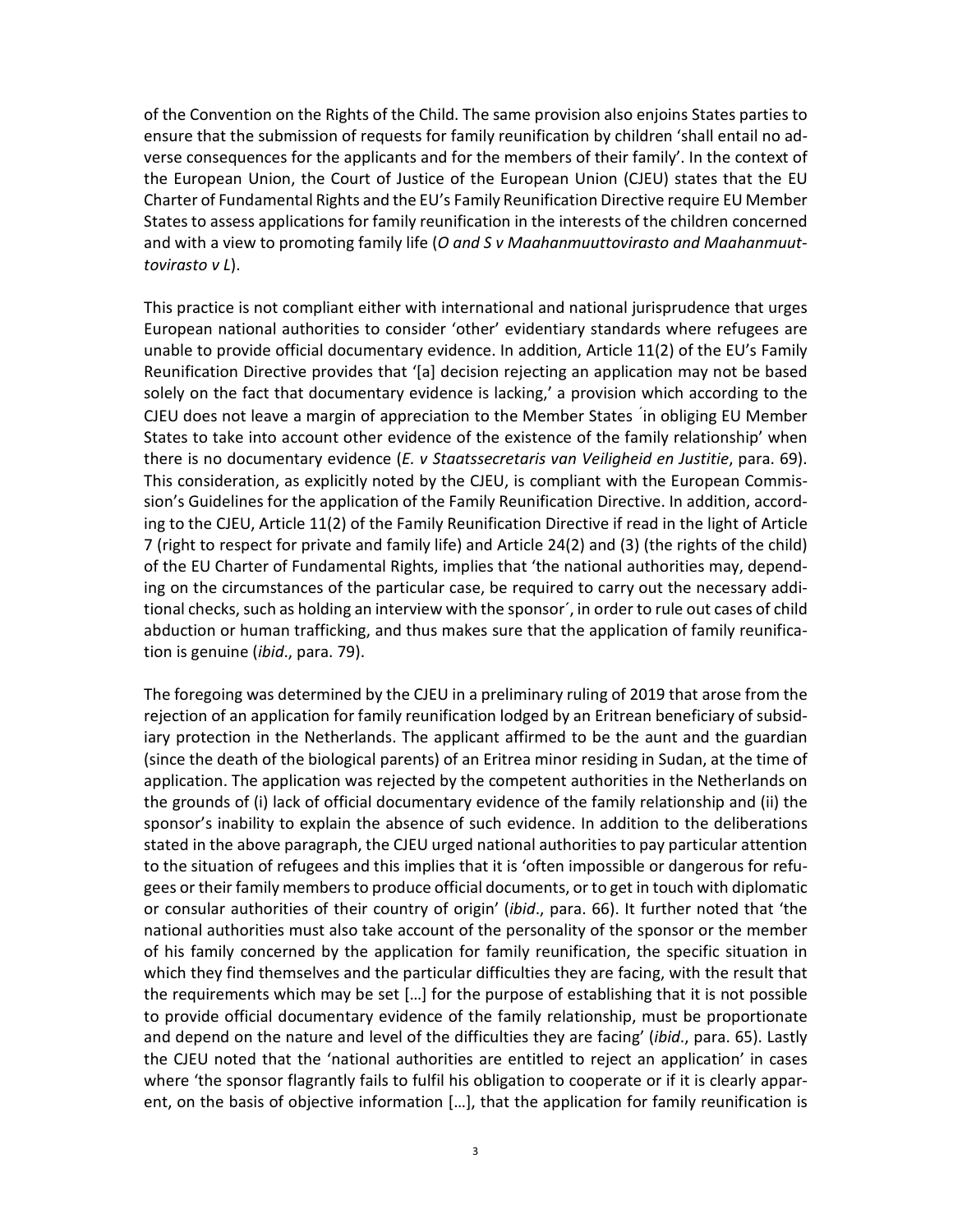of the Convention on the Rights of the Child. The same provision also enjoins States parties to ensure that the submission of requests for family reunification by children 'shall entail no adverse consequences for the applicants and for the members of their family'. In the context of the European Union, the Court of Justice of the European Union (CJEU) states that the EU Charter of Fundamental Rights and the EU's Family Reunification Directive require EU Member States to assess applications for family reunification in the interests of the children concerned and with a view to promoting family life (*O and S v Maahanmuuttovirasto and Maahanmuuttovirasto v L*).

This practice is not compliant either with international and national jurisprudence that urges European national authorities to consider 'other' evidentiary standards where refugees are unable to provide official documentary evidence. In addition, Article 11(2) of the EU's Family Reunification Directive provides that '[a] decision rejecting an application may not be based solely on the fact that documentary evidence is lacking,' a provision which according to the CJEU does not leave a margin of appreciation to the Member States ´in obliging EU Member States to take into account other evidence of the existence of the family relationship' when there is no documentary evidence (*E. v Staatssecretaris van Veiligheid en Justitie*, para. 69). This consideration, as explicitly noted by the CJEU, is compliant with the European Commission's Guidelines for the application of the Family Reunification Directive. In addition, according to the CJEU, Article 11(2) of the Family Reunification Directive if read in the light of Article 7 (right to respect for private and family life) and Article 24(2) and (3) (the rights of the child) of the EU Charter of Fundamental Rights, implies that 'the national authorities may, depending on the circumstances of the particular case, be required to carry out the necessary additional checks, such as holding an interview with the sponsor´, in order to rule out cases of child abduction or human trafficking, and thus makes sure that the application of family reunification is genuine (*ibid*., para. 79).

The foregoing was determined by the CJEU in a preliminary ruling of 2019 that arose from the rejection of an application for family reunification lodged by an Eritrean beneficiary of subsidiary protection in the Netherlands. The applicant affirmed to be the aunt and the guardian (since the death of the biological parents) of an Eritrea minor residing in Sudan, at the time of application. The application was rejected by the competent authorities in the Netherlands on the grounds of (i) lack of official documentary evidence of the family relationship and (ii) the sponsor's inability to explain the absence of such evidence. In addition to the deliberations stated in the above paragraph, the CJEU urged national authorities to pay particular attention to the situation of refugees and this implies that it is 'often impossible or dangerous for refugees or their family members to produce official documents, or to get in touch with diplomatic or consular authorities of their country of origin' (*ibid*., para. 66). It further noted that 'the national authorities must also take account of the personality of the sponsor or the member of his family concerned by the application for family reunification, the specific situation in which they find themselves and the particular difficulties they are facing, with the result that the requirements which may be set […] for the purpose of establishing that it is not possible to provide official documentary evidence of the family relationship, must be proportionate and depend on the nature and level of the difficulties they are facing' (*ibid*., para. 65). Lastly the CJEU noted that the 'national authorities are entitled to reject an application' in cases where 'the sponsor flagrantly fails to fulfil his obligation to cooperate or if it is clearly apparent, on the basis of objective information […], that the application for family reunification is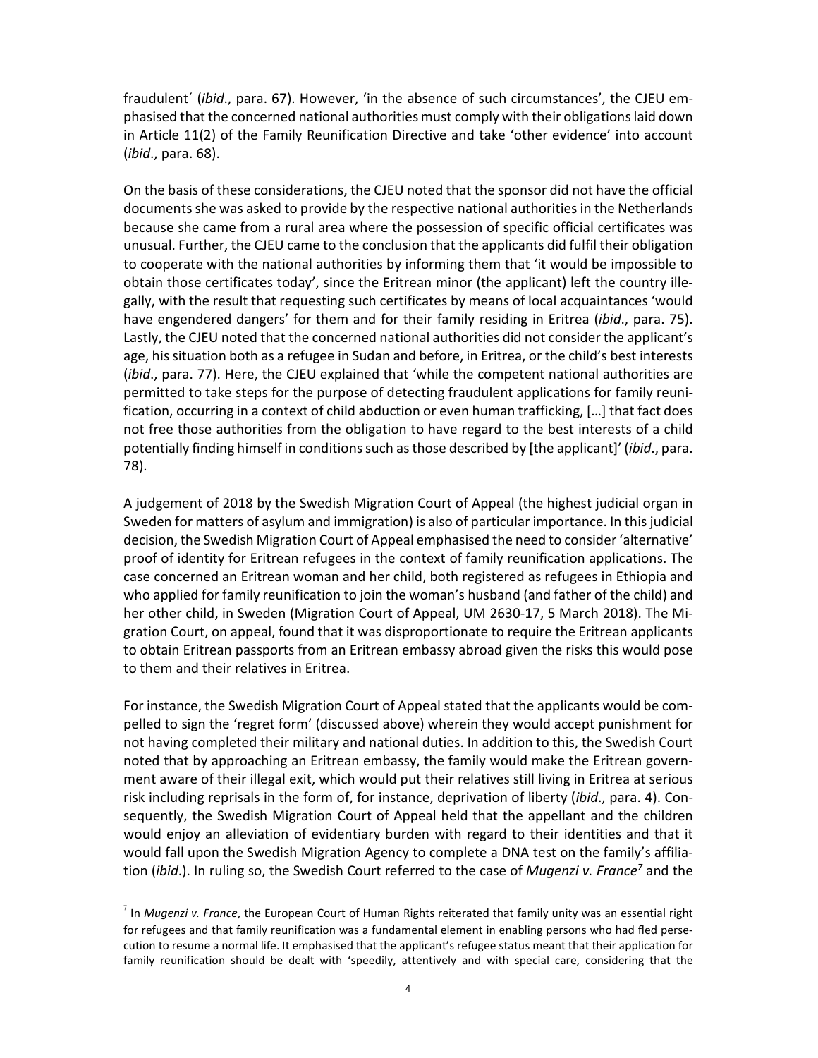fraudulent´ (*ibid*., para. 67). However, 'in the absence of such circumstances', the CJEU emphasised that the concerned national authorities must comply with their obligations laid down in Article 11(2) of the Family Reunification Directive and take 'other evidence' into account (*ibid*., para. 68).

On the basis of these considerations, the CJEU noted that the sponsor did not have the official documents she was asked to provide by the respective national authorities in the Netherlands because she came from a rural area where the possession of specific official certificates was unusual. Further, the CJEU came to the conclusion that the applicants did fulfil their obligation to cooperate with the national authorities by informing them that 'it would be impossible to obtain those certificates today', since the Eritrean minor (the applicant) left the country illegally, with the result that requesting such certificates by means of local acquaintances 'would have engendered dangers' for them and for their family residing in Eritrea (*ibid*., para. 75). Lastly, the CJEU noted that the concerned national authorities did not consider the applicant's age, his situation both as a refugee in Sudan and before, in Eritrea, or the child's best interests (*ibid*., para. 77). Here, the CJEU explained that 'while the competent national authorities are permitted to take steps for the purpose of detecting fraudulent applications for family reunification, occurring in a context of child abduction or even human trafficking, […] that fact does not free those authorities from the obligation to have regard to the best interests of a child potentially finding himself in conditions such as those described by [the applicant]' (*ibid*., para. 78).

A judgement of 2018 by the Swedish Migration Court of Appeal (the highest judicial organ in Sweden for matters of asylum and immigration) is also of particular importance. In this judicial decision, the Swedish Migration Court of Appeal emphasised the need to consider 'alternative' proof of identity for Eritrean refugees in the context of family reunification applications. The case concerned an Eritrean woman and her child, both registered as refugees in Ethiopia and who applied for family reunification to join the woman's husband (and father of the child) and her other child, in Sweden (Migration Court of Appeal, UM 2630-17, 5 March 2018). The Migration Court, on appeal, found that it was disproportionate to require the Eritrean applicants to obtain Eritrean passports from an Eritrean embassy abroad given the risks this would pose to them and their relatives in Eritrea.

For instance, the Swedish Migration Court of Appeal stated that the applicants would be compelled to sign the 'regret form' (discussed above) wherein they would accept punishment for not having completed their military and national duties. In addition to this, the Swedish Court noted that by approaching an Eritrean embassy, the family would make the Eritrean government aware of their illegal exit, which would put their relatives still living in Eritrea at serious risk including reprisals in the form of, for instance, deprivation of liberty (*ibid*., para. 4). Consequently, the Swedish Migration Court of Appeal held that the appellant and the children would enjoy an alleviation of evidentiary burden with regard to their identities and that it would fall upon the Swedish Migration Agency to complete a DNA test on the family's affiliation (*ibid*.). In ruling so, the Swedish Court referred to the case of *Mugenzi v. France*[7] and the

[7] In *Mugenzi v. France*, the European Court of Human Rights reiterated that family unity was an essential right for refugees and that family reunification was a fundamental element in enabling persons who had fled persecution to resume a normal life. It emphasised that the applicant's refugee status meant that their application for family reunification should be dealt with 'speedily, attentively and with special care, considering that the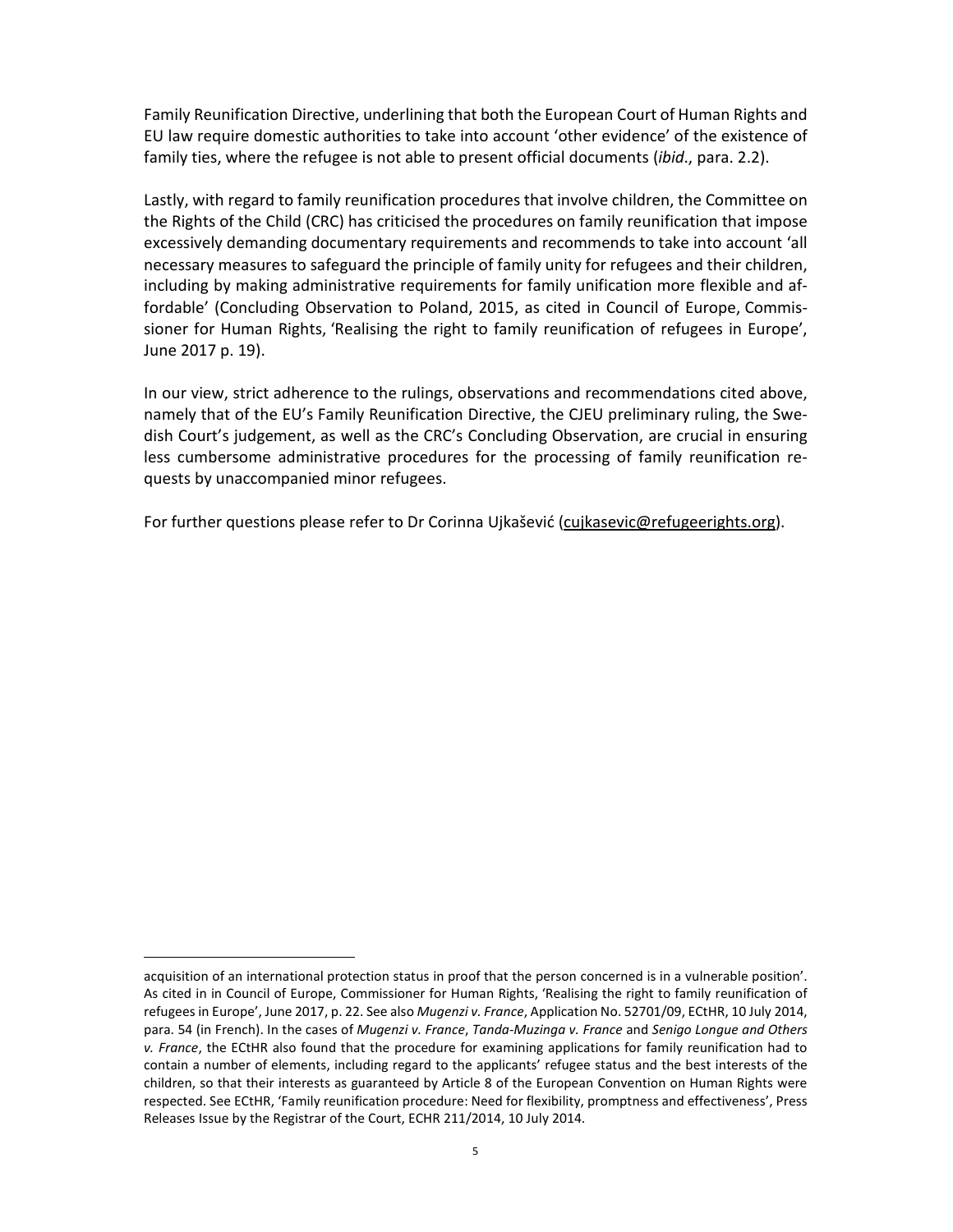Family Reunification Directive, underlining that both the European Court of Human Rights and EU law require domestic authorities to take into account 'other evidence' of the existence of family ties, where the refugee is not able to present official documents (*ibid*., para. 2.2).

Lastly, with regard to family reunification procedures that involve children, the Committee on the Rights of the Child (CRC) has criticised the procedures on family reunification that impose excessively demanding documentary requirements and recommends to take into account 'all necessary measures to safeguard the principle of family unity for refugees and their children, including by making administrative requirements for family unification more flexible and affordable' (Concluding Observation to Poland, 2015, as cited in Council of Europe, Commissioner for Human Rights, 'Realising the right to family reunification of refugees in Europe', June 2017 p. 19).

In our view, strict adherence to the rulings, observations and recommendations cited above, namely that of the EU's Family Reunification Directive, the CJEU preliminary ruling, the Swedish Court's judgement, as well as the CRC's Concluding Observation, are crucial in ensuring less cumbersome administrative procedures for the processing of family reunification requests by unaccompanied minor refugees.

For further questions please refer to Dr Corinna Ujkašević (cujkasevic@refugeerights.org).

---

acquisition of an international protection status in proof that the person concerned is in a vulnerable position'. As cited in in Council of Europe, Commissioner for Human Rights, 'Realising the right to family reunification of refugees in Europe', June 2017, p. 22. See also *Mugenzi v. France*, Application No. 52701/09, ECtHR, 10 July 2014, para. 54 (in French). In the cases of *Mugenzi v. France*, *Tanda-Muzinga v. France* and *Senigo Longue and Others v. France*, the ECtHR also found that the procedure for examining applications for family reunification had to contain a number of elements, including regard to the applicants' refugee status and the best interests of the children, so that their interests as guaranteed by Article 8 of the European Convention on Human Rights were respected. See ECtHR, 'Family reunification procedure: Need for flexibility, promptness and effectiveness', Press Releases Issue by the Registrar of the Court, ECHR 211/2014, 10 July 2014.